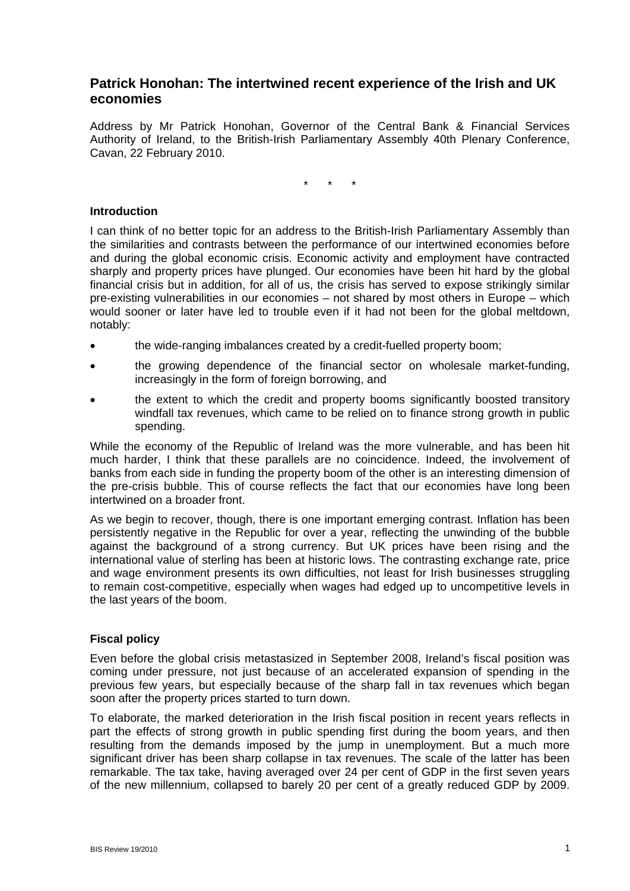# Patrick Honohan: The intertwined recent experience of the Irish and UK economies

Address by Mr Patrick Honohan, Governor of the Central Bank & Financial Services Authority of Ireland, to the British-Irish Parliamentary Assembly 40th Plenary Conference, Cavan, 22 February 2010.

\*  \*  \*

## Introduction

I can think of no better topic for an address to the British-Irish Parliamentary Assembly than the similarities and contrasts between the performance of our intertwined economies before and during the global economic crisis. Economic activity and employment have contracted sharply and property prices have plunged. Our economies have been hit hard by the global financial crisis but in addition, for all of us, the crisis has served to expose strikingly similar pre-existing vulnerabilities in our economies – not shared by most others in Europe – which would sooner or later have led to trouble even if it had not been for the global meltdown, notably:

- the wide-ranging imbalances created by a credit-fuelled property boom;
- the growing dependence of the financial sector on wholesale market-funding, increasingly in the form of foreign borrowing, and
- the extent to which the credit and property booms significantly boosted transitory windfall tax revenues, which came to be relied on to finance strong growth in public spending.

While the economy of the Republic of Ireland was the more vulnerable, and has been hit much harder, I think that these parallels are no coincidence. Indeed, the involvement of banks from each side in funding the property boom of the other is an interesting dimension of the pre-crisis bubble. This of course reflects the fact that our economies have long been intertwined on a broader front.

As we begin to recover, though, there is one important emerging contrast. Inflation has been persistently negative in the Republic for over a year, reflecting the unwinding of the bubble against the background of a strong currency. But UK prices have been rising and the international value of sterling has been at historic lows. The contrasting exchange rate, price and wage environment presents its own difficulties, not least for Irish businesses struggling to remain cost-competitive, especially when wages had edged up to uncompetitive levels in the last years of the boom.

## Fiscal policy

Even before the global crisis metastasized in September 2008, Ireland's fiscal position was coming under pressure, not just because of an accelerated expansion of spending in the previous few years, but especially because of the sharp fall in tax revenues which began soon after the property prices started to turn down.

To elaborate, the marked deterioration in the Irish fiscal position in recent years reflects in part the effects of strong growth in public spending first during the boom years, and then resulting from the demands imposed by the jump in unemployment. But a much more significant driver has been sharp collapse in tax revenues. The scale of the latter has been remarkable. The tax take, having averaged over 24 per cent of GDP in the first seven years of the new millennium, collapsed to barely 20 per cent of a greatly reduced GDP by 2009.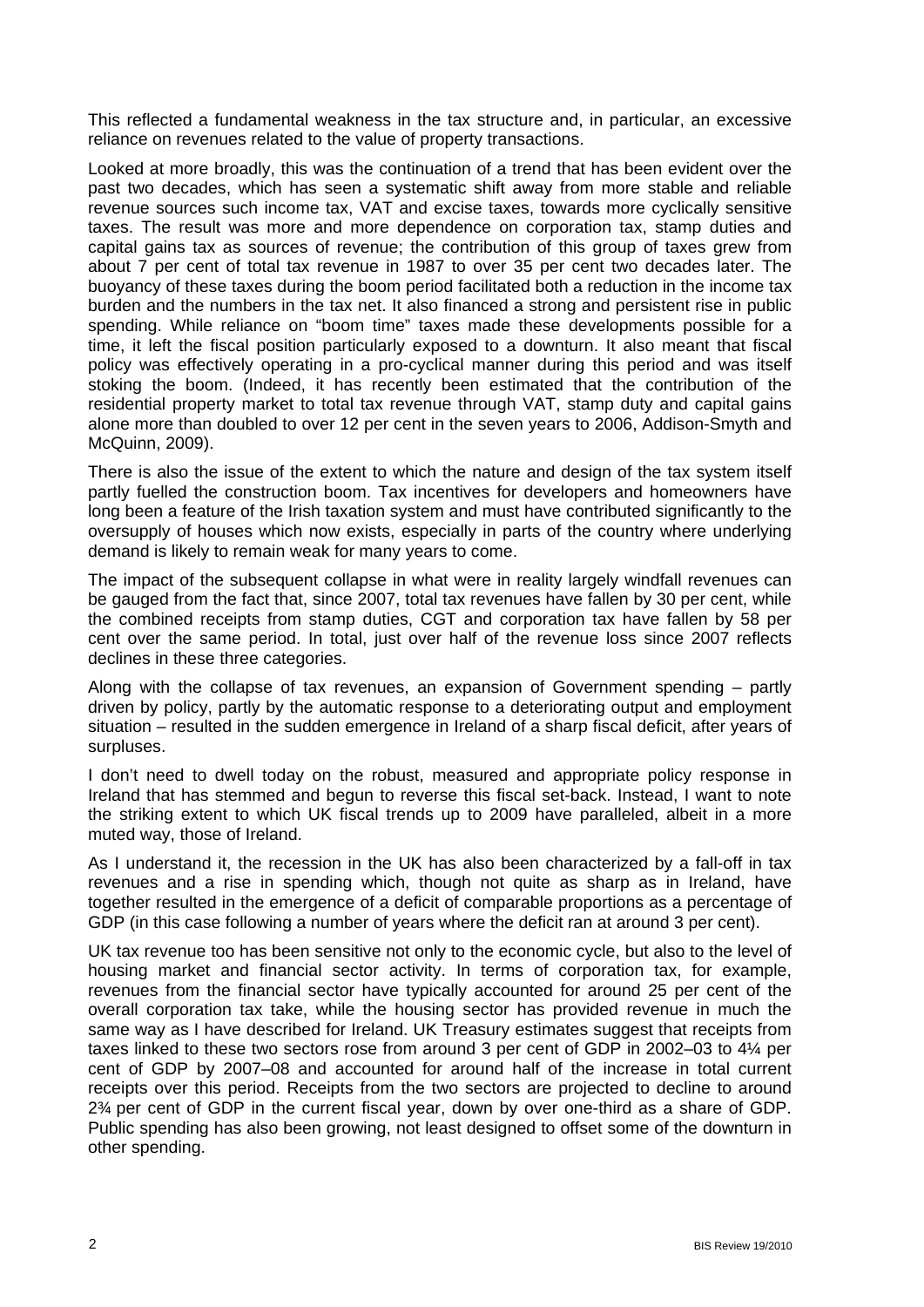This reflected a fundamental weakness in the tax structure and, in particular, an excessive reliance on revenues related to the value of property transactions.

Looked at more broadly, this was the continuation of a trend that has been evident over the past two decades, which has seen a systematic shift away from more stable and reliable revenue sources such income tax, VAT and excise taxes, towards more cyclically sensitive taxes. The result was more and more dependence on corporation tax, stamp duties and capital gains tax as sources of revenue; the contribution of this group of taxes grew from about 7 per cent of total tax revenue in 1987 to over 35 per cent two decades later. The buoyancy of these taxes during the boom period facilitated both a reduction in the income tax burden and the numbers in the tax net. It also financed a strong and persistent rise in public spending. While reliance on "boom time" taxes made these developments possible for a time, it left the fiscal position particularly exposed to a downturn. It also meant that fiscal policy was effectively operating in a pro-cyclical manner during this period and was itself stoking the boom. (Indeed, it has recently been estimated that the contribution of the residential property market to total tax revenue through VAT, stamp duty and capital gains alone more than doubled to over 12 per cent in the seven years to 2006, Addison-Smyth and McQuinn, 2009).

There is also the issue of the extent to which the nature and design of the tax system itself partly fuelled the construction boom. Tax incentives for developers and homeowners have long been a feature of the Irish taxation system and must have contributed significantly to the oversupply of houses which now exists, especially in parts of the country where underlying demand is likely to remain weak for many years to come.

The impact of the subsequent collapse in what were in reality largely windfall revenues can be gauged from the fact that, since 2007, total tax revenues have fallen by 30 per cent, while the combined receipts from stamp duties, CGT and corporation tax have fallen by 58 per cent over the same period. In total, just over half of the revenue loss since 2007 reflects declines in these three categories.

Along with the collapse of tax revenues, an expansion of Government spending – partly driven by policy, partly by the automatic response to a deteriorating output and employment situation – resulted in the sudden emergence in Ireland of a sharp fiscal deficit, after years of surpluses.

I don't need to dwell today on the robust, measured and appropriate policy response in Ireland that has stemmed and begun to reverse this fiscal set-back. Instead, I want to note the striking extent to which UK fiscal trends up to 2009 have paralleled, albeit in a more muted way, those of Ireland.

As I understand it, the recession in the UK has also been characterized by a fall-off in tax revenues and a rise in spending which, though not quite as sharp as in Ireland, have together resulted in the emergence of a deficit of comparable proportions as a percentage of GDP (in this case following a number of years where the deficit ran at around 3 per cent).

UK tax revenue too has been sensitive not only to the economic cycle, but also to the level of housing market and financial sector activity. In terms of corporation tax, for example, revenues from the financial sector have typically accounted for around 25 per cent of the overall corporation tax take, while the housing sector has provided revenue in much the same way as I have described for Ireland. UK Treasury estimates suggest that receipts from taxes linked to these two sectors rose from around 3 per cent of GDP in 2002–03 to 4¼ per cent of GDP by 2007–08 and accounted for around half of the increase in total current receipts over this period. Receipts from the two sectors are projected to decline to around 2¾ per cent of GDP in the current fiscal year, down by over one-third as a share of GDP. Public spending has also been growing, not least designed to offset some of the downturn in other spending.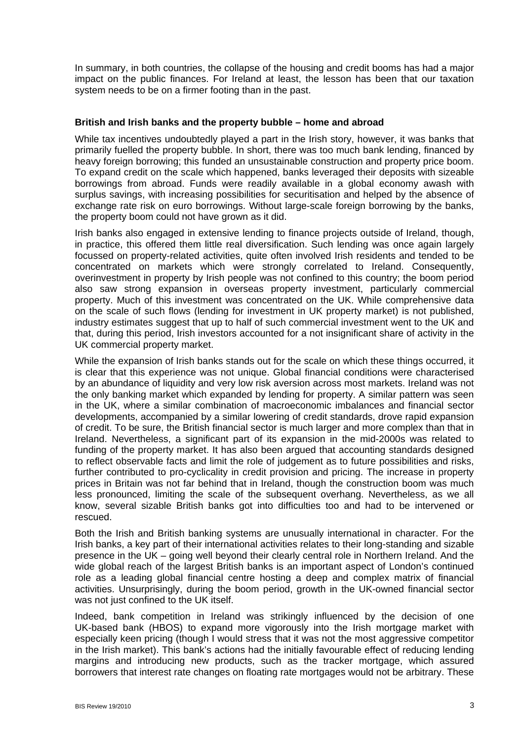In summary, in both countries, the collapse of the housing and credit booms has had a major impact on the public finances. For Ireland at least, the lesson has been that our taxation system needs to be on a firmer footing than in the past.

**British and Irish banks and the property bubble – home and abroad**

While tax incentives undoubtedly played a part in the Irish story, however, it was banks that primarily fuelled the property bubble. In short, there was too much bank lending, financed by heavy foreign borrowing; this funded an unsustainable construction and property price boom. To expand credit on the scale which happened, banks leveraged their deposits with sizeable borrowings from abroad. Funds were readily available in a global economy awash with surplus savings, with increasing possibilities for securitisation and helped by the absence of exchange rate risk on euro borrowings. Without large-scale foreign borrowing by the banks, the property boom could not have grown as it did.

Irish banks also engaged in extensive lending to finance projects outside of Ireland, though, in practice, this offered them little real diversification. Such lending was once again largely focussed on property-related activities, quite often involved Irish residents and tended to be concentrated on markets which were strongly correlated to Ireland. Consequently, overinvestment in property by Irish people was not confined to this country; the boom period also saw strong expansion in overseas property investment, particularly commercial property. Much of this investment was concentrated on the UK. While comprehensive data on the scale of such flows (lending for investment in UK property market) is not published, industry estimates suggest that up to half of such commercial investment went to the UK and that, during this period, Irish investors accounted for a not insignificant share of activity in the UK commercial property market.

While the expansion of Irish banks stands out for the scale on which these things occurred, it is clear that this experience was not unique. Global financial conditions were characterised by an abundance of liquidity and very low risk aversion across most markets. Ireland was not the only banking market which expanded by lending for property. A similar pattern was seen in the UK, where a similar combination of macroeconomic imbalances and financial sector developments, accompanied by a similar lowering of credit standards, drove rapid expansion of credit. To be sure, the British financial sector is much larger and more complex than that in Ireland. Nevertheless, a significant part of its expansion in the mid-2000s was related to funding of the property market. It has also been argued that accounting standards designed to reflect observable facts and limit the role of judgement as to future possibilities and risks, further contributed to pro-cyclicality in credit provision and pricing. The increase in property prices in Britain was not far behind that in Ireland, though the construction boom was much less pronounced, limiting the scale of the subsequent overhang. Nevertheless, as we all know, several sizable British banks got into difficulties too and had to be intervened or rescued.

Both the Irish and British banking systems are unusually international in character. For the Irish banks, a key part of their international activities relates to their long-standing and sizable presence in the UK – going well beyond their clearly central role in Northern Ireland. And the wide global reach of the largest British banks is an important aspect of London's continued role as a leading global financial centre hosting a deep and complex matrix of financial activities. Unsurprisingly, during the boom period, growth in the UK-owned financial sector was not just confined to the UK itself.

Indeed, bank competition in Ireland was strikingly influenced by the decision of one UK-based bank (HBOS) to expand more vigorously into the Irish mortgage market with especially keen pricing (though I would stress that it was not the most aggressive competitor in the Irish market). This bank's actions had the initially favourable effect of reducing lending margins and introducing new products, such as the tracker mortgage, which assured borrowers that interest rate changes on floating rate mortgages would not be arbitrary. These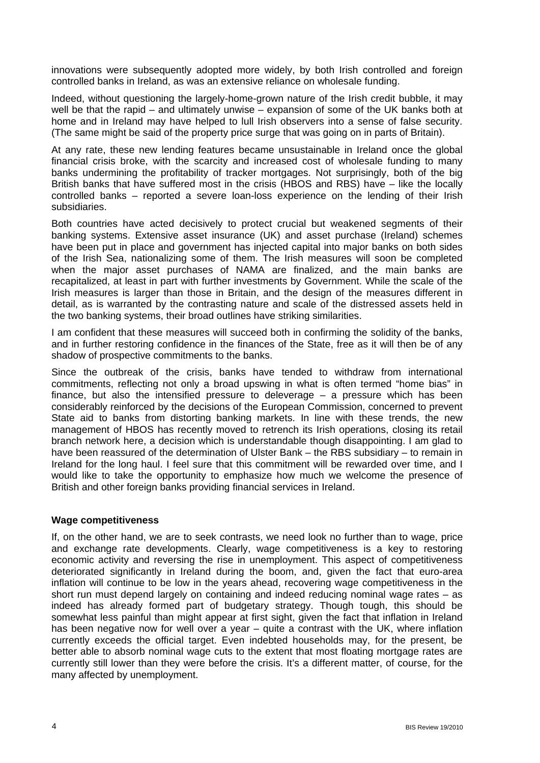innovations were subsequently adopted more widely, by both Irish controlled and foreign controlled banks in Ireland, as was an extensive reliance on wholesale funding.

Indeed, without questioning the largely-home-grown nature of the Irish credit bubble, it may well be that the rapid – and ultimately unwise – expansion of some of the UK banks both at home and in Ireland may have helped to lull Irish observers into a sense of false security. (The same might be said of the property price surge that was going on in parts of Britain).

At any rate, these new lending features became unsustainable in Ireland once the global financial crisis broke, with the scarcity and increased cost of wholesale funding to many banks undermining the profitability of tracker mortgages. Not surprisingly, both of the big British banks that have suffered most in the crisis (HBOS and RBS) have – like the locally controlled banks – reported a severe loan-loss experience on the lending of their Irish subsidiaries.

Both countries have acted decisively to protect crucial but weakened segments of their banking systems. Extensive asset insurance (UK) and asset purchase (Ireland) schemes have been put in place and government has injected capital into major banks on both sides of the Irish Sea, nationalizing some of them. The Irish measures will soon be completed when the major asset purchases of NAMA are finalized, and the main banks are recapitalized, at least in part with further investments by Government. While the scale of the Irish measures is larger than those in Britain, and the design of the measures different in detail, as is warranted by the contrasting nature and scale of the distressed assets held in the two banking systems, their broad outlines have striking similarities.

I am confident that these measures will succeed both in confirming the solidity of the banks, and in further restoring confidence in the finances of the State, free as it will then be of any shadow of prospective commitments to the banks.

Since the outbreak of the crisis, banks have tended to withdraw from international commitments, reflecting not only a broad upswing in what is often termed "home bias" in finance, but also the intensified pressure to deleverage – a pressure which has been considerably reinforced by the decisions of the European Commission, concerned to prevent State aid to banks from distorting banking markets. In line with these trends, the new management of HBOS has recently moved to retrench its Irish operations, closing its retail branch network here, a decision which is understandable though disappointing. I am glad to have been reassured of the determination of Ulster Bank – the RBS subsidiary – to remain in Ireland for the long haul. I feel sure that this commitment will be rewarded over time, and I would like to take the opportunity to emphasize how much we welcome the presence of British and other foreign banks providing financial services in Ireland.

**Wage competitiveness**

If, on the other hand, we are to seek contrasts, we need look no further than to wage, price and exchange rate developments. Clearly, wage competitiveness is a key to restoring economic activity and reversing the rise in unemployment. This aspect of competitiveness deteriorated significantly in Ireland during the boom, and, given the fact that euro-area inflation will continue to be low in the years ahead, recovering wage competitiveness in the short run must depend largely on containing and indeed reducing nominal wage rates – as indeed has already formed part of budgetary strategy. Though tough, this should be somewhat less painful than might appear at first sight, given the fact that inflation in Ireland has been negative now for well over a year – quite a contrast with the UK, where inflation currently exceeds the official target. Even indebted households may, for the present, be better able to absorb nominal wage cuts to the extent that most floating mortgage rates are currently still lower than they were before the crisis. It's a different matter, of course, for the many affected by unemployment.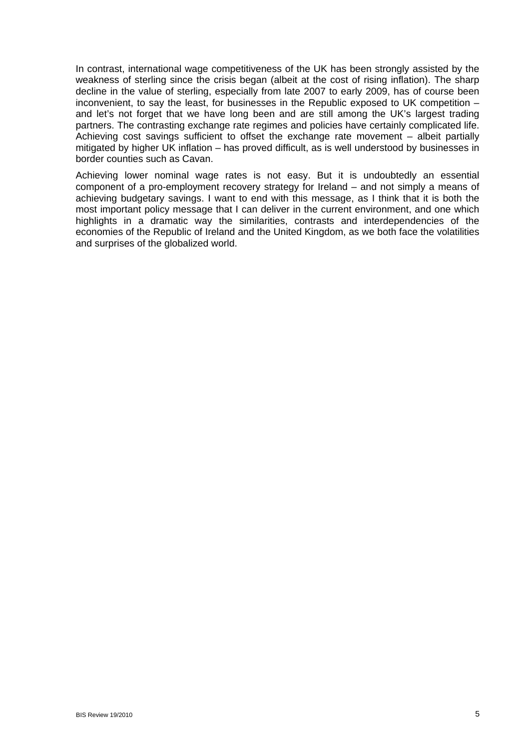In contrast, international wage competitiveness of the UK has been strongly assisted by the weakness of sterling since the crisis began (albeit at the cost of rising inflation). The sharp decline in the value of sterling, especially from late 2007 to early 2009, has of course been inconvenient, to say the least, for businesses in the Republic exposed to UK competition – and let's not forget that we have long been and are still among the UK's largest trading partners. The contrasting exchange rate regimes and policies have certainly complicated life. Achieving cost savings sufficient to offset the exchange rate movement – albeit partially mitigated by higher UK inflation – has proved difficult, as is well understood by businesses in border counties such as Cavan.

Achieving lower nominal wage rates is not easy. But it is undoubtedly an essential component of a pro-employment recovery strategy for Ireland – and not simply a means of achieving budgetary savings. I want to end with this message, as I think that it is both the most important policy message that I can deliver in the current environment, and one which highlights in a dramatic way the similarities, contrasts and interdependencies of the economies of the Republic of Ireland and the United Kingdom, as we both face the volatilities and surprises of the globalized world.